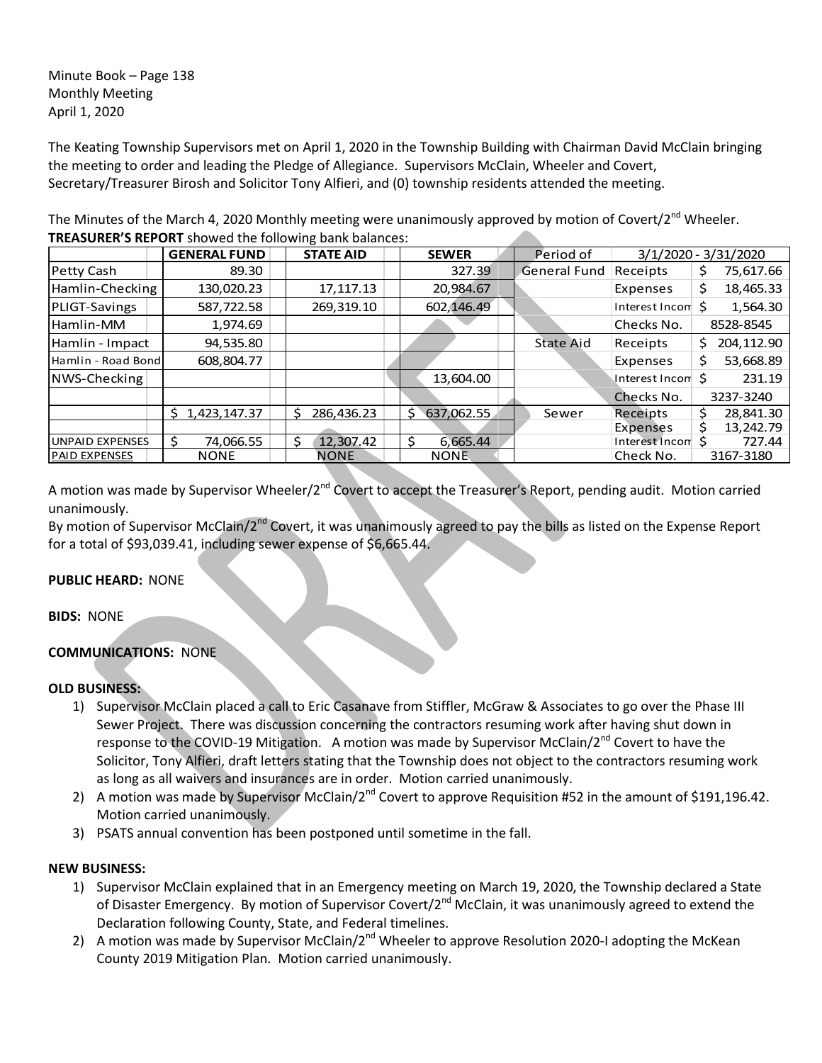Minute Book – Page 138
Monthly Meeting
April 1, 2020

The Keating Township Supervisors met on April 1, 2020 in the Township Building with Chairman David McClain bringing the meeting to order and leading the Pledge of Allegiance. Supervisors McClain, Wheeler and Covert, Secretary/Treasurer Birosh and Solicitor Tony Alfieri, and (0) township residents attended the meeting.

The Minutes of the March 4, 2020 Monthly meeting were unanimously approved by motion of Covert/2nd Wheeler.

**TREASURER'S REPORT** showed the following bank balances:

| | GENERAL FUND | STATE AID | SEWER | Period of | 3/1/2020 - 3/31/2020 | |
|---|---|---|---|---|---|---|
| Petty Cash | 89.30 | | 327.39 | General Fund | Receipts | $ 75,617.66 |
| Hamlin-Checking | 130,020.23 | 17,117.13 | 20,984.67 | | Expenses | $ 18,465.33 |
| PLIGT-Savings | 587,722.58 | 269,319.10 | 602,146.49 | | Interest Incom | $ 1,564.30 |
| Hamlin-MM | 1,974.69 | | | | Checks No. | 8528-8545 |
| Hamlin - Impact | 94,535.80 | | | State Aid | Receipts | $ 204,112.90 |
| Hamlin - Road Bond | 608,804.77 | | | | Expenses | $ 53,668.89 |
| NWS-Checking | | | 13,604.00 | | Interest Incom | $ 231.19 |
| | | | | | Checks No. | 3237-3240 |
| | $ 1,423,147.37 | $ 286,436.23 | $ 637,062.55 | Sewer | Receipts | $ 28,841.30 |
| | | | | | Expenses | $ 13,242.79 |
| UNPAID EXPENSES | $ 74,066.55 | $ 12,307.42 | $ 6,665.44 | | Interest Incom | $ 727.44 |
| PAID EXPENSES | NONE | NONE | NONE | | Check No. | 3167-3180 |

A motion was made by Supervisor Wheeler/2nd Covert to accept the Treasurer's Report, pending audit. Motion carried unanimously.

By motion of Supervisor McClain/2nd Covert, it was unanimously agreed to pay the bills as listed on the Expense Report for a total of $93,039.41, including sewer expense of $6,665.44.

**PUBLIC HEARD:** NONE

**BIDS:** NONE

**COMMUNICATIONS:** NONE

**OLD BUSINESS:**

1) Supervisor McClain placed a call to Eric Casanave from Stiffler, McGraw & Associates to go over the Phase III Sewer Project. There was discussion concerning the contractors resuming work after having shut down in response to the COVID-19 Mitigation. A motion was made by Supervisor McClain/2nd Covert to have the Solicitor, Tony Alfieri, draft letters stating that the Township does not object to the contractors resuming work as long as all waivers and insurances are in order. Motion carried unanimously.
2) A motion was made by Supervisor McClain/2nd Covert to approve Requisition #52 in the amount of $191,196.42. Motion carried unanimously.
3) PSATS annual convention has been postponed until sometime in the fall.

**NEW BUSINESS:**

1) Supervisor McClain explained that in an Emergency meeting on March 19, 2020, the Township declared a State of Disaster Emergency. By motion of Supervisor Covert/2nd McClain, it was unanimously agreed to extend the Declaration following County, State, and Federal timelines.
2) A motion was made by Supervisor McClain/2nd Wheeler to approve Resolution 2020-I adopting the McKean County 2019 Mitigation Plan. Motion carried unanimously.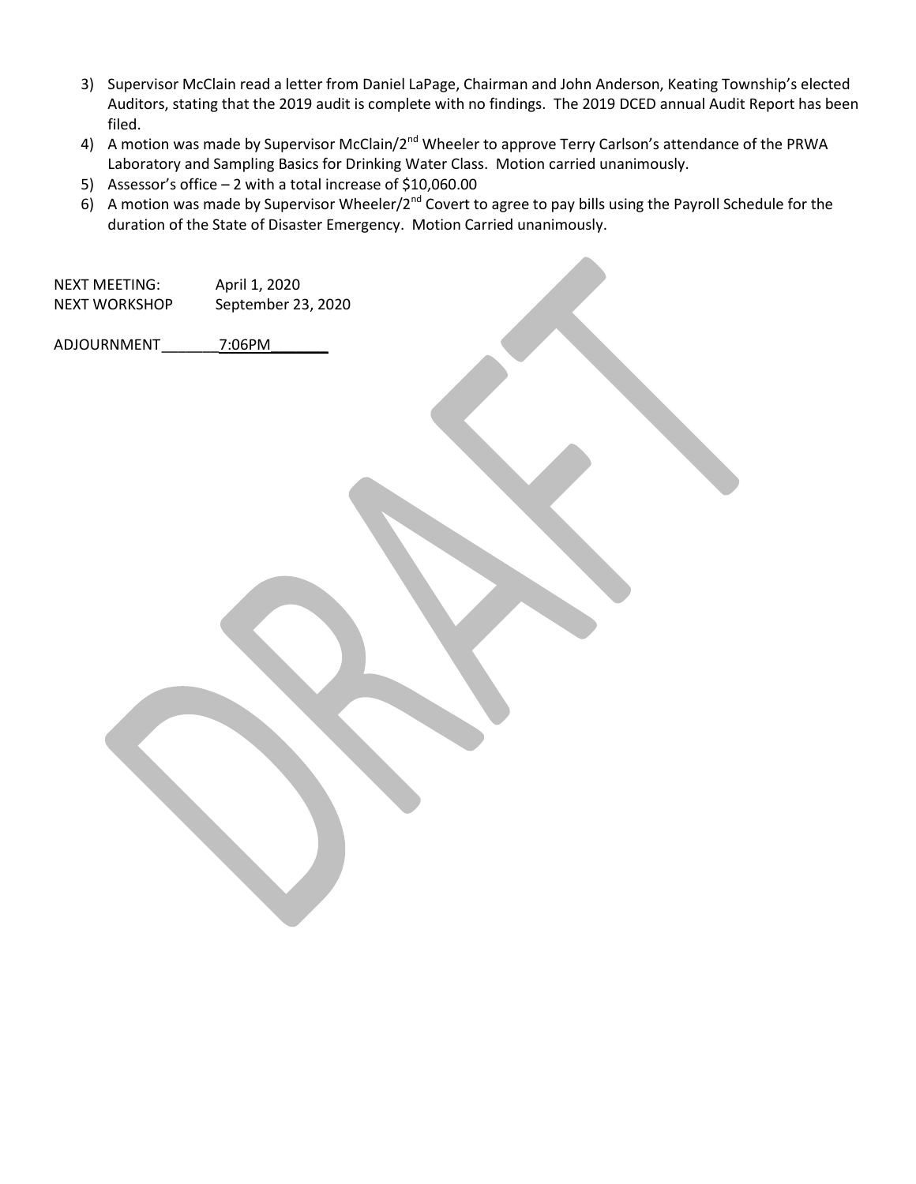3) Supervisor McClain read a letter from Daniel LaPage, Chairman and John Anderson, Keating Township's elected Auditors, stating that the 2019 audit is complete with no findings. The 2019 DCED annual Audit Report has been filed.
4) A motion was made by Supervisor McClain/2nd Wheeler to approve Terry Carlson's attendance of the PRWA Laboratory and Sampling Basics for Drinking Water Class. Motion carried unanimously.
5) Assessor's office – 2 with a total increase of $10,060.00
6) A motion was made by Supervisor Wheeler/2nd Covert to agree to pay bills using the Payroll Schedule for the duration of the State of Disaster Emergency. Motion Carried unanimously.

NEXT MEETING: April 1, 2020
NEXT WORKSHOP September 23, 2020

ADJOURNMENT_______7:06PM_______

DRAFT